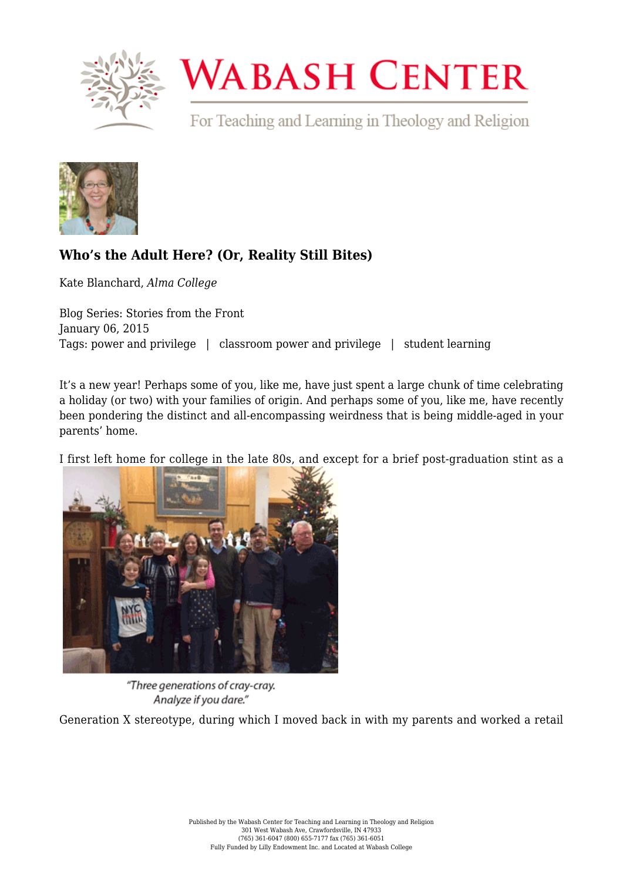# Who's the Adult Here? (Or, Reality Still Bites)

Kate Blanchard, *Alma College*

Blog Series: Stories from the Front
January 06, 2015
Tags: power and privilege | classroom power and privilege | student learning

It's a new year! Perhaps some of you, like me, have just spent a large chunk of time celebrating a holiday (or two) with your families of origin. And perhaps some of you, like me, have recently been pondering the distinct and all-encompassing weirdness that is being middle-aged in your parents' home.

I first left home for college in the late 80s, and except for a brief post-graduation stint as a

*"Three generations of cray-cray. Analyze if you dare."*

Generation X stereotype, during which I moved back in with my parents and worked a retail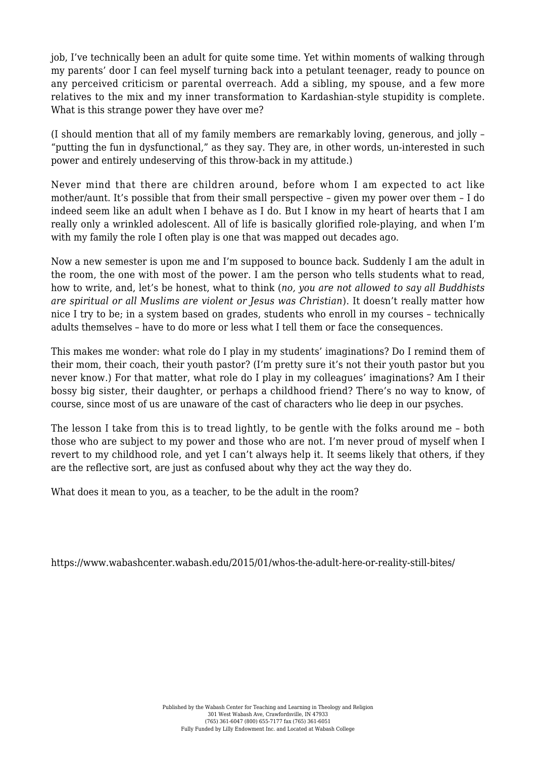job, I've technically been an adult for quite some time. Yet within moments of walking through my parents' door I can feel myself turning back into a petulant teenager, ready to pounce on any perceived criticism or parental overreach. Add a sibling, my spouse, and a few more relatives to the mix and my inner transformation to Kardashian-style stupidity is complete. What is this strange power they have over me?

(I should mention that all of my family members are remarkably loving, generous, and jolly – "putting the fun in dysfunctional," as they say. They are, in other words, un-interested in such power and entirely undeserving of this throw-back in my attitude.)

Never mind that there are children around, before whom I am expected to act like mother/aunt. It's possible that from their small perspective – given my power over them – I do indeed seem like an adult when I behave as I do. But I know in my heart of hearts that I am really only a wrinkled adolescent. All of life is basically glorified role-playing, and when I'm with my family the role I often play is one that was mapped out decades ago.

Now a new semester is upon me and I'm supposed to bounce back. Suddenly I am the adult in the room, the one with most of the power. I am the person who tells students what to read, how to write, and, let's be honest, what to think (*no, you are not allowed to say all Buddhists are spiritual or all Muslims are violent or Jesus was Christian*). It doesn't really matter how nice I try to be; in a system based on grades, students who enroll in my courses – technically adults themselves – have to do more or less what I tell them or face the consequences.

This makes me wonder: what role do I play in my students' imaginations? Do I remind them of their mom, their coach, their youth pastor? (I'm pretty sure it's not their youth pastor but you never know.) For that matter, what role do I play in my colleagues' imaginations? Am I their bossy big sister, their daughter, or perhaps a childhood friend? There's no way to know, of course, since most of us are unaware of the cast of characters who lie deep in our psyches.

The lesson I take from this is to tread lightly, to be gentle with the folks around me – both those who are subject to my power and those who are not. I'm never proud of myself when I revert to my childhood role, and yet I can't always help it. It seems likely that others, if they are the reflective sort, are just as confused about why they act the way they do.

What does it mean to you, as a teacher, to be the adult in the room?

https://www.wabashcenter.wabash.edu/2015/01/whos-the-adult-here-or-reality-still-bites/